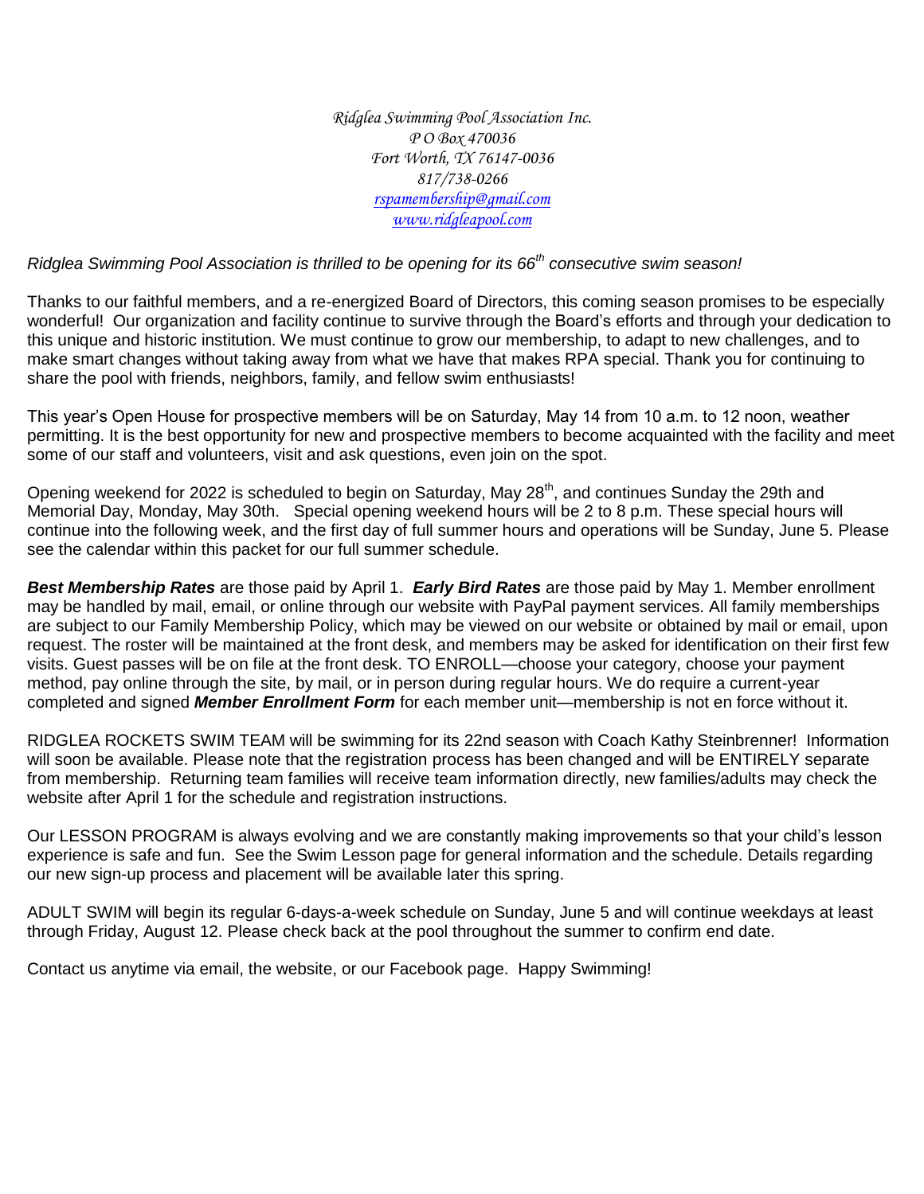*Ridglea Swimming Pool Association Inc.*
*P O Box 470036*
*Fort Worth, TX 76147-0036*
*817/738-0266*
*rspamembership@gmail.com*
*www.ridgleapool.com*

*Ridglea Swimming Pool Association is thrilled to be opening for its 66th consecutive swim season!*

Thanks to our faithful members, and a re-energized Board of Directors, this coming season promises to be especially wonderful! Our organization and facility continue to survive through the Board's efforts and through your dedication to this unique and historic institution. We must continue to grow our membership, to adapt to new challenges, and to make smart changes without taking away from what we have that makes RPA special. Thank you for continuing to share the pool with friends, neighbors, family, and fellow swim enthusiasts!

This year's Open House for prospective members will be on Saturday, May 14 from 10 a.m. to 12 noon, weather permitting. It is the best opportunity for new and prospective members to become acquainted with the facility and meet some of our staff and volunteers, visit and ask questions, even join on the spot.

Opening weekend for 2022 is scheduled to begin on Saturday, May 28th, and continues Sunday the 29th and Memorial Day, Monday, May 30th. Special opening weekend hours will be 2 to 8 p.m. These special hours will continue into the following week, and the first day of full summer hours and operations will be Sunday, June 5. Please see the calendar within this packet for our full summer schedule.

***Best Membership Rates*** are those paid by April 1. ***Early Bird Rates*** are those paid by May 1. Member enrollment may be handled by mail, email, or online through our website with PayPal payment services. All family memberships are subject to our Family Membership Policy, which may be viewed on our website or obtained by mail or email, upon request. The roster will be maintained at the front desk, and members may be asked for identification on their first few visits. Guest passes will be on file at the front desk. TO ENROLL—choose your category, choose your payment method, pay online through the site, by mail, or in person during regular hours. We do require a current-year completed and signed ***Member Enrollment Form*** for each member unit—membership is not en force without it.

RIDGLEA ROCKETS SWIM TEAM will be swimming for its 22nd season with Coach Kathy Steinbrenner! Information will soon be available. Please note that the registration process has been changed and will be ENTIRELY separate from membership. Returning team families will receive team information directly, new families/adults may check the website after April 1 for the schedule and registration instructions.

Our LESSON PROGRAM is always evolving and we are constantly making improvements so that your child's lesson experience is safe and fun. See the Swim Lesson page for general information and the schedule. Details regarding our new sign-up process and placement will be available later this spring.

ADULT SWIM will begin its regular 6-days-a-week schedule on Sunday, June 5 and will continue weekdays at least through Friday, August 12. Please check back at the pool throughout the summer to confirm end date.

Contact us anytime via email, the website, or our Facebook page. Happy Swimming!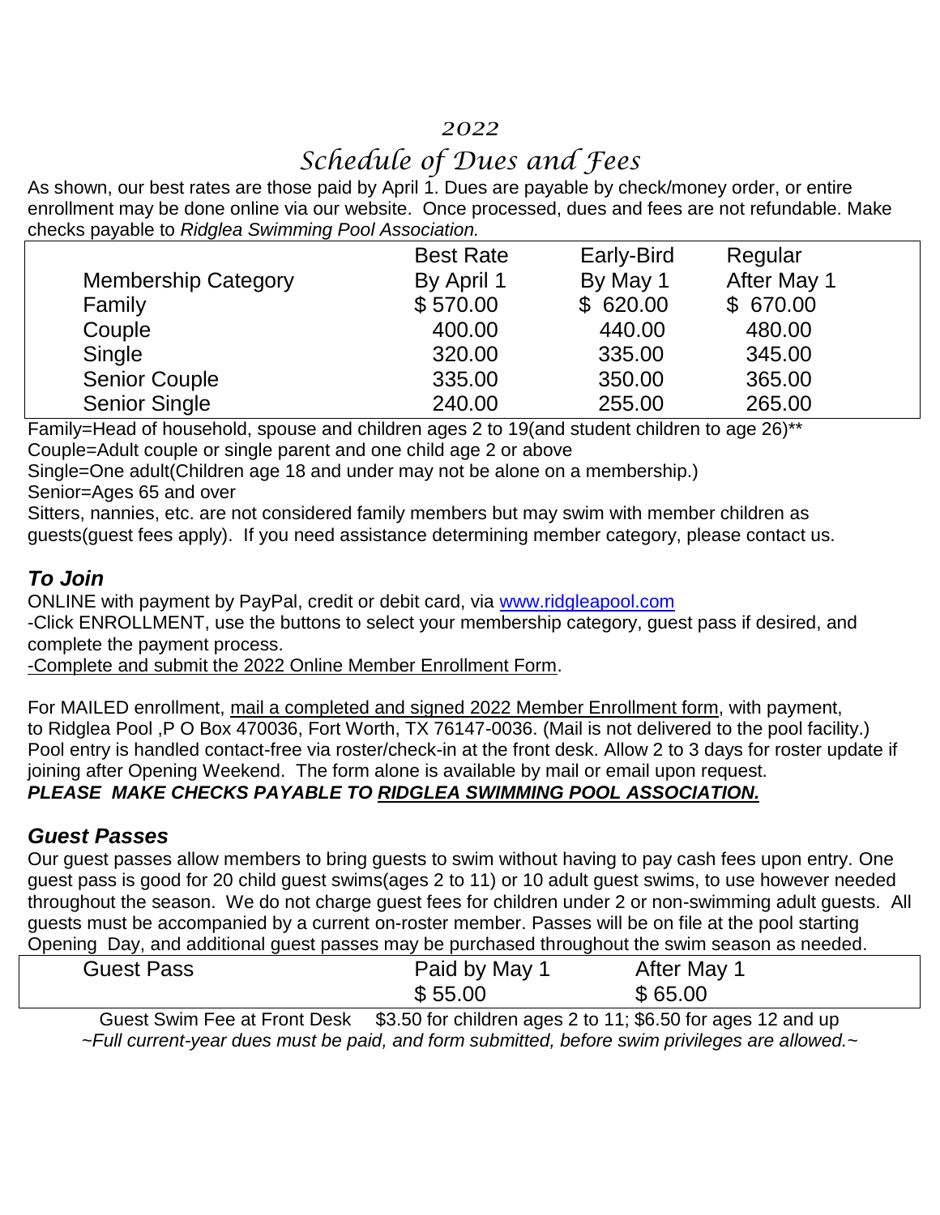## 2022

# Schedule of Dues and Fees

As shown, our best rates are those paid by April 1. Dues are payable by check/money order, or entire enrollment may be done online via our website. Once processed, dues and fees are not refundable. Make checks payable to *Ridglea Swimming Pool Association.*

| | Best Rate | Early-Bird | Regular |
|---|---|---|---|
| Membership Category | By April 1 | By May 1 | After May 1 |
| Family | $ 570.00 | $ 620.00 | $ 670.00 |
| Couple | 400.00 | 440.00 | 480.00 |
| Single | 320.00 | 335.00 | 345.00 |
| Senior Couple | 335.00 | 350.00 | 365.00 |
| Senior Single | 240.00 | 255.00 | 265.00 |

Family=Head of household, spouse and children ages 2 to 19(and student children to age 26)**
Couple=Adult couple or single parent and one child age 2 or above
Single=One adult(Children age 18 and under may not be alone on a membership.)
Senior=Ages 65 and over
Sitters, nannies, etc. are not considered family members but may swim with member children as guests(guest fees apply). If you need assistance determining member category, please contact us.

### *To Join*

ONLINE with payment by PayPal, credit or debit card, via www.ridgleapool.com
-Click ENROLLMENT, use the buttons to select your membership category, guest pass if desired, and complete the payment process.
-Complete and submit the 2022 Online Member Enrollment Form.

For MAILED enrollment, mail a completed and signed 2022 Member Enrollment form, with payment, to Ridglea Pool ,P O Box 470036, Fort Worth, TX 76147-0036. (Mail is not delivered to the pool facility.) Pool entry is handled contact-free via roster/check-in at the front desk. Allow 2 to 3 days for roster update if joining after Opening Weekend. The form alone is available by mail or email upon request.
***PLEASE MAKE CHECKS PAYABLE TO RIDGLEA SWIMMING POOL ASSOCIATION.***

### *Guest Passes*

Our guest passes allow members to bring guests to swim without having to pay cash fees upon entry. One guest pass is good for 20 child guest swims(ages 2 to 11) or 10 adult guest swims, to use however needed throughout the season. We do not charge guest fees for children under 2 or non-swimming adult guests. All guests must be accompanied by a current on-roster member. Passes will be on file at the pool starting Opening Day, and additional guest passes may be purchased throughout the swim season as needed.

| Guest Pass | Paid by May 1 | After May 1 |
|---|---|---|
| | $ 55.00 | $ 65.00 |

Guest Swim Fee at Front Desk $3.50 for children ages 2 to 11; $6.50 for ages 12 and up

*~Full current-year dues must be paid, and form submitted, before swim privileges are allowed.~*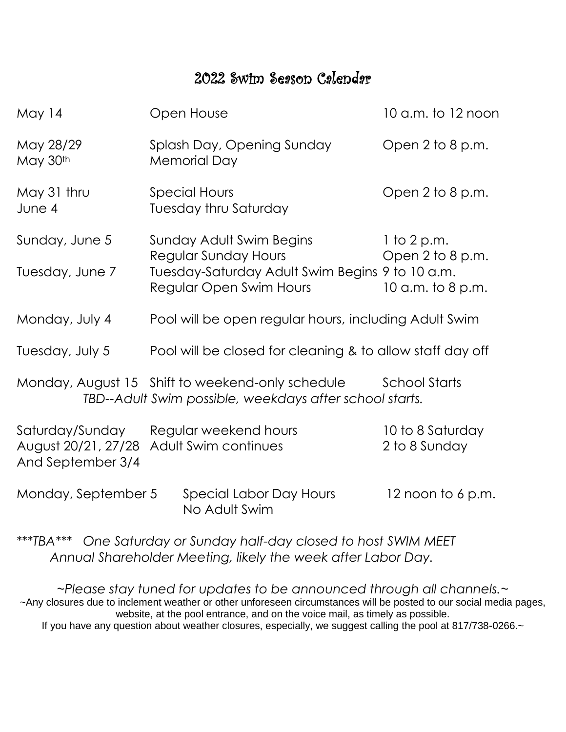# 2022 Swim Season Calendar

| | | |
|---|---|---|
| May 14 | Open House | 10 a.m. to 12 noon |
| May 28/29<br>May 30th | Splash Day, Opening Sunday<br>Memorial Day | Open 2 to 8 p.m. |
| May 31 thru<br>June 4 | Special Hours<br>Tuesday thru Saturday | Open 2 to 8 p.m. |
| Sunday, June 5 | Sunday Adult Swim Begins<br>Regular Sunday Hours | 1 to 2 p.m.<br>Open 2 to 8 p.m. |
| Tuesday, June 7 | Tuesday-Saturday Adult Swim Begins<br>Regular Open Swim Hours | 9 to 10 a.m.<br>10 a.m. to 8 p.m. |
| Monday, July 4 | Pool will be open regular hours, including Adult Swim | |
| Tuesday, July 5 | Pool will be closed for cleaning & to allow staff day off | |
| Monday, August 15 | Shift to weekend-only schedule | School Starts |

*TBD--Adult Swim possible, weekdays after school starts.*

| | | |
|---|---|---|
| Saturday/Sunday<br>August 20/21, 27/28<br>And September 3/4 | Regular weekend hours<br>Adult Swim continues | 10 to 8 Saturday<br>2 to 8 Sunday |
| Monday, September 5 | Special Labor Day Hours<br>No Adult Swim | 12 noon to 6 p.m. |

****TBA**** *One Saturday or Sunday half-day closed to host SWIM MEET*
*Annual Shareholder Meeting, likely the week after Labor Day.*

*~Please stay tuned for updates to be announced through all channels.~*

~Any closures due to inclement weather or other unforeseen circumstances will be posted to our social media pages, website, at the pool entrance, and on the voice mail, as timely as possible.
If you have any question about weather closures, especially, we suggest calling the pool at 817/738-0266.~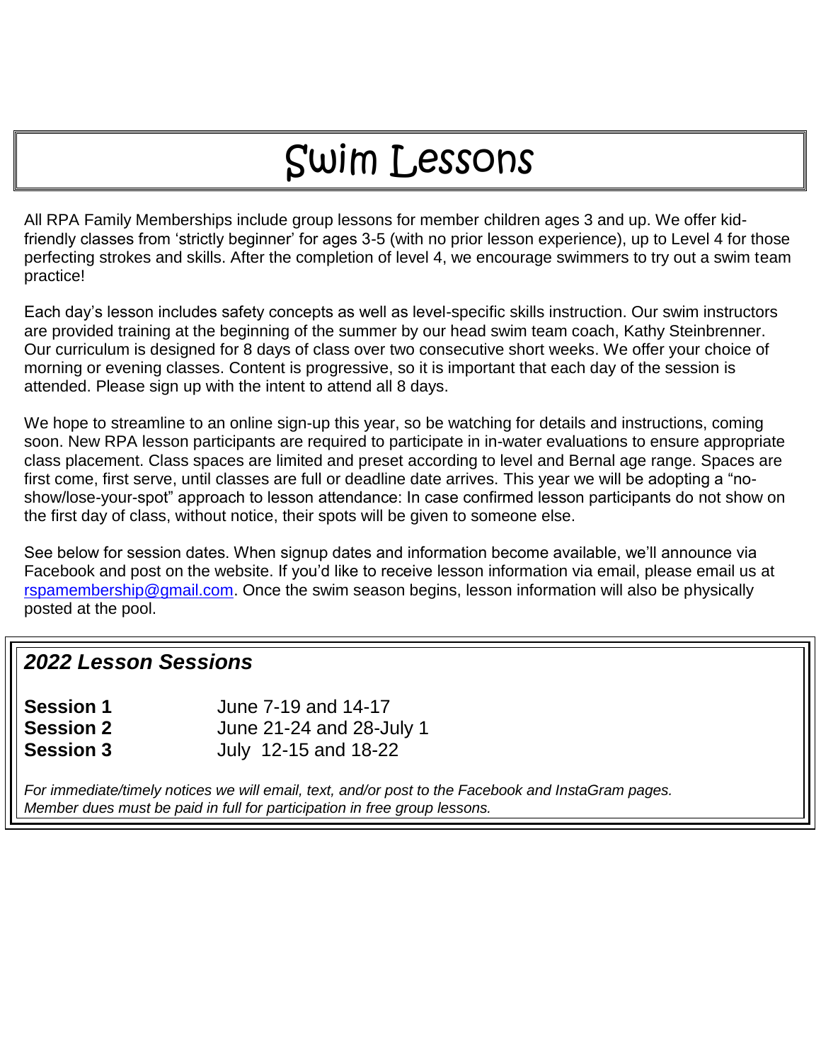# Swim Lessons

All RPA Family Memberships include group lessons for member children ages 3 and up. We offer kid-friendly classes from 'strictly beginner' for ages 3-5 (with no prior lesson experience), up to Level 4 for those perfecting strokes and skills. After the completion of level 4, we encourage swimmers to try out a swim team practice!

Each day's lesson includes safety concepts as well as level-specific skills instruction. Our swim instructors are provided training at the beginning of the summer by our head swim team coach, Kathy Steinbrenner. Our curriculum is designed for 8 days of class over two consecutive short weeks. We offer your choice of morning or evening classes. Content is progressive, so it is important that each day of the session is attended. Please sign up with the intent to attend all 8 days.

We hope to streamline to an online sign-up this year, so be watching for details and instructions, coming soon. New RPA lesson participants are required to participate in in-water evaluations to ensure appropriate class placement. Class spaces are limited and preset according to level and Bernal age range. Spaces are first come, first serve, until classes are full or deadline date arrives. This year we will be adopting a "no-show/lose-your-spot" approach to lesson attendance: In case confirmed lesson participants do not show on the first day of class, without notice, their spots will be given to someone else.

See below for session dates. When signup dates and information become available, we'll announce via Facebook and post on the website. If you'd like to receive lesson information via email, please email us at rspamembership@gmail.com. Once the swim season begins, lesson information will also be physically posted at the pool.

## *2022 Lesson Sessions*

**Session 1** June 7-19 and 14-17
**Session 2** June 21-24 and 28-July 1
**Session 3** July 12-15 and 18-22

*For immediate/timely notices we will email, text, and/or post to the Facebook and InstaGram pages.*
*Member dues must be paid in full for participation in free group lessons.*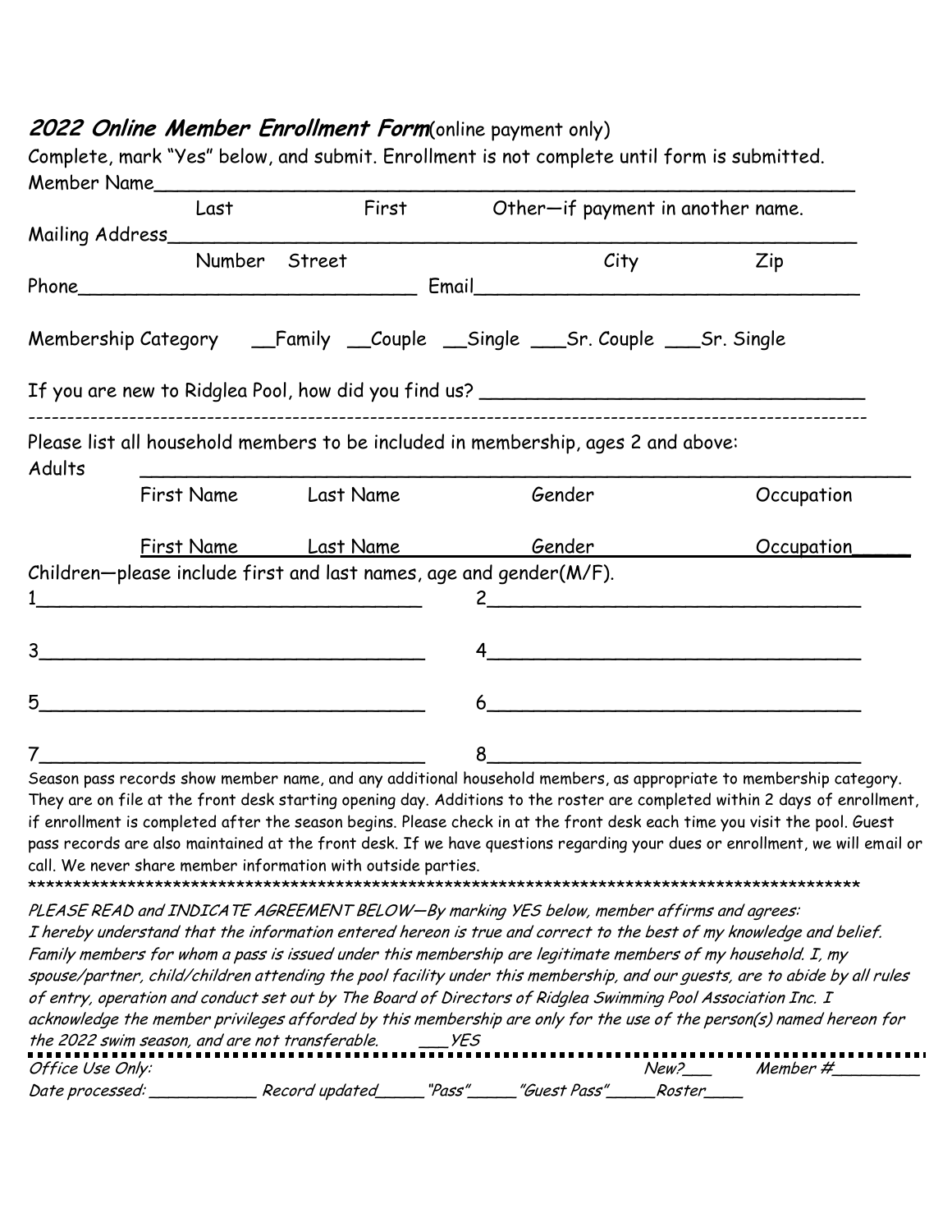**2022 Online Member Enrollment Form**(online payment only)

Complete, mark "Yes" below, and submit. Enrollment is not complete until form is submitted.

Member Name______________________________________________________________

Last　　　First　　　Other—if payment in another name.

Mailing Address___________________________________________________________

Number　Street　　　City　　　Zip

Phone____________________________ Email________________________________

Membership Category　__Family　__Couple　__Single　___Sr. Couple　___Sr. Single

If you are new to Ridglea Pool, how did you find us? ________________________________

---

Please list all household members to be included in membership, ages 2 and above:

Adults ______________________________________________________________

First Name　　Last Name　　Gender　　Occupation

First Name　　Last Name　　Gender　　Occupation_____

Children—please include first and last names, age and gender(M/F).

1________________________________　2________________________________

3________________________________　4________________________________

5________________________________　6________________________________

7________________________________　8________________________________

Season pass records show member name, and any additional household members, as appropriate to membership category. They are on file at the front desk starting opening day. Additions to the roster are completed within 2 days of enrollment, if enrollment is completed after the season begins. Please check in at the front desk each time you visit the pool. Guest pass records are also maintained at the front desk. If we have questions regarding your dues or enrollment, we will email or call. We never share member information with outside parties.

*******************************************************************************************

*PLEASE READ and INDICATE AGREEMENT BELOW—By marking YES below, member affirms and agrees: I hereby understand that the information entered hereon is true and correct to the best of my knowledge and belief. Family members for whom a pass is issued under this membership are legitimate members of my household. I, my spouse/partner, child/children attending the pool facility under this membership, and our guests, are to abide by all rules of entry, operation and conduct set out by The Board of Directors of Ridglea Swimming Pool Association Inc. I acknowledge the member privileges afforded by this membership are only for the use of the person(s) named hereon for the 2022 swim season, and are not transferable.　___YES*

*Office Use Only:　　New?___　Member #________*

*Date processed: ___________ Record updated_____ "Pass"_____ "Guest Pass"_____ Roster____*